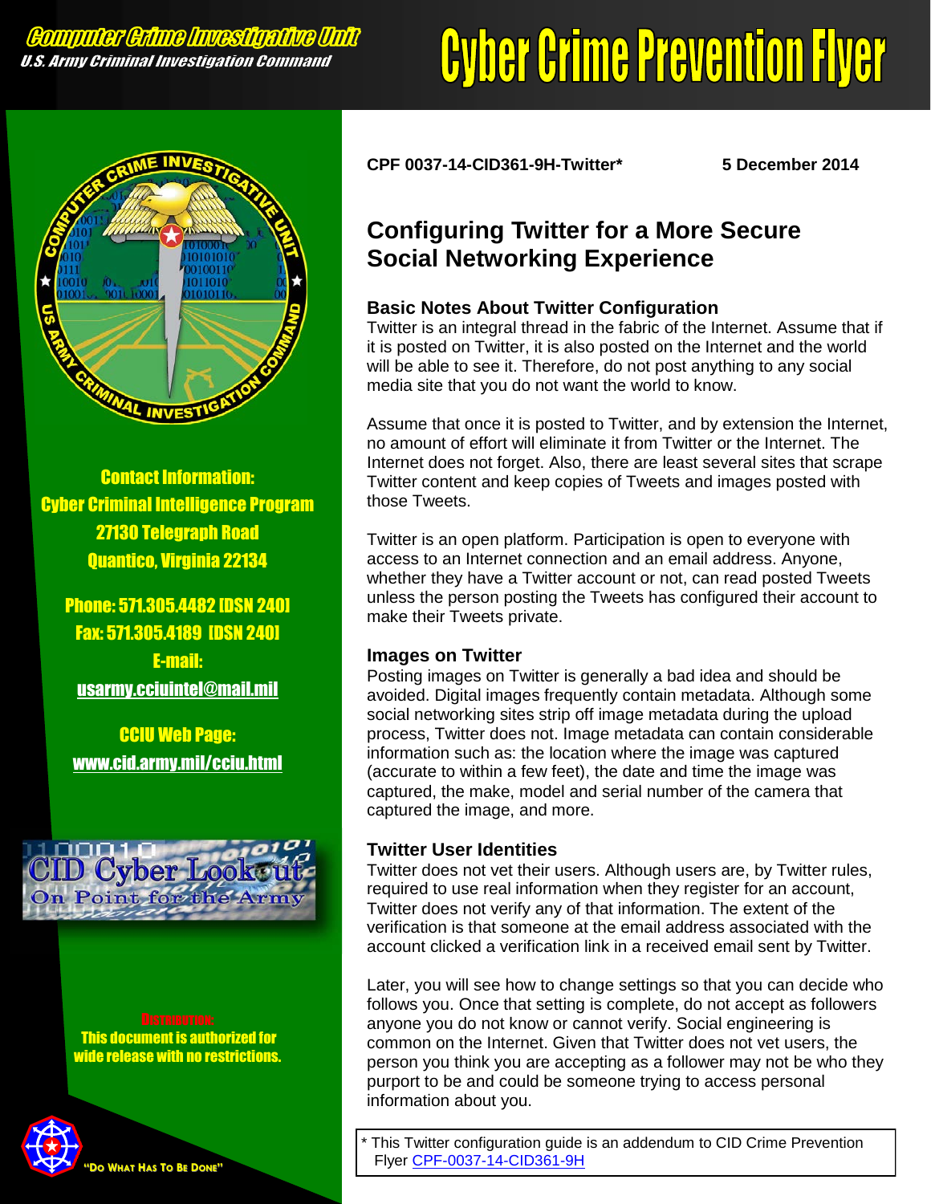**Computer Crime Investigative Unit**
*U.S. Army Criminal Investigation Command*

# Cyber Crime Prevention Flyer

**Contact Information:**
**Cyber Criminal Intelligence Program**
**27130 Telegraph Road**
**Quantico, Virginia 22134**

**Phone: 571.305.4482 [DSN 240]**
**Fax: 571.305.4189 [DSN 240]**
**E-mail:**
usarmy.cciuintel@mail.mil

**CCIU Web Page:**
www.cid.army.mil/cciu.html

CID Cyber Lookout
On Point for the Army

**DISTRIBUTION:**
**This document is authorized for wide release with no restrictions.**

"DO WHAT HAS TO BE DONE"

**CPF 0037-14-CID361-9H-Twitter*** **5 December 2014**

## Configuring Twitter for a More Secure Social Networking Experience

### Basic Notes About Twitter Configuration

Twitter is an integral thread in the fabric of the Internet. Assume that if it is posted on Twitter, it is also posted on the Internet and the world will be able to see it. Therefore, do not post anything to any social media site that you do not want the world to know.

Assume that once it is posted to Twitter, and by extension the Internet, no amount of effort will eliminate it from Twitter or the Internet. The Internet does not forget. Also, there are least several sites that scrape Twitter content and keep copies of Tweets and images posted with those Tweets.

Twitter is an open platform. Participation is open to everyone with access to an Internet connection and an email address. Anyone, whether they have a Twitter account or not, can read posted Tweets unless the person posting the Tweets has configured their account to make their Tweets private.

### Images on Twitter

Posting images on Twitter is generally a bad idea and should be avoided. Digital images frequently contain metadata. Although some social networking sites strip off image metadata during the upload process, Twitter does not. Image metadata can contain considerable information such as: the location where the image was captured (accurate to within a few feet), the date and time the image was captured, the make, model and serial number of the camera that captured the image, and more.

### Twitter User Identities

Twitter does not vet their users. Although users are, by Twitter rules, required to use real information when they register for an account, Twitter does not verify any of that information. The extent of the verification is that someone at the email address associated with the account clicked a verification link in a received email sent by Twitter.

Later, you will see how to change settings so that you can decide who follows you. Once that setting is complete, do not accept as followers anyone you do not know or cannot verify. Social engineering is common on the Internet. Given that Twitter does not vet users, the person you think you are accepting as a follower may not be who they purport to be and could be someone trying to access personal information about you.

\* This Twitter configuration guide is an addendum to CID Crime Prevention Flyer CPF-0037-14-CID361-9H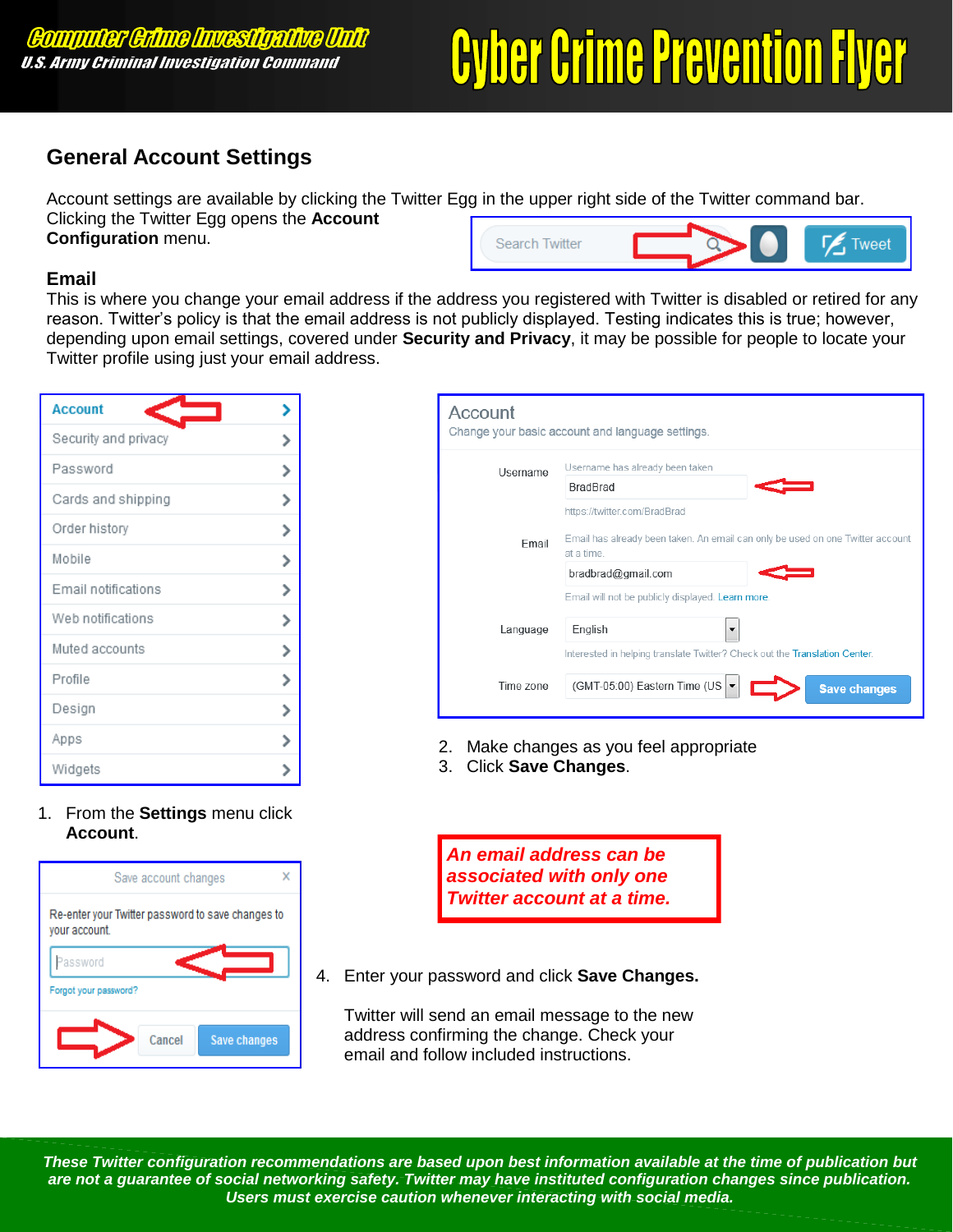## General Account Settings

Account settings are available by clicking the Twitter Egg in the upper right side of the Twitter command bar. Clicking the Twitter Egg opens the **Account Configuration** menu.

### Email

This is where you change your email address if the address you registered with Twitter is disabled or retired for any reason. Twitter's policy is that the email address is not publicly displayed. Testing indicates this is true; however, depending upon email settings, covered under **Security and Privacy**, it may be possible for people to locate your Twitter profile using just your email address.

1. From the **Settings** menu click **Account**.
2. Make changes as you feel appropriate
3. Click **Save Changes**.

***An email address can be associated with only one Twitter account at a time.***

4. Enter your password and click **Save Changes.**

   Twitter will send an email message to the new address confirming the change. Check your email and follow included instructions.

***These Twitter configuration recommendations are based upon best information available at the time of publication but are not a guarantee of social networking safety. Twitter may have instituted configuration changes since publication. Users must exercise caution whenever interacting with social media.***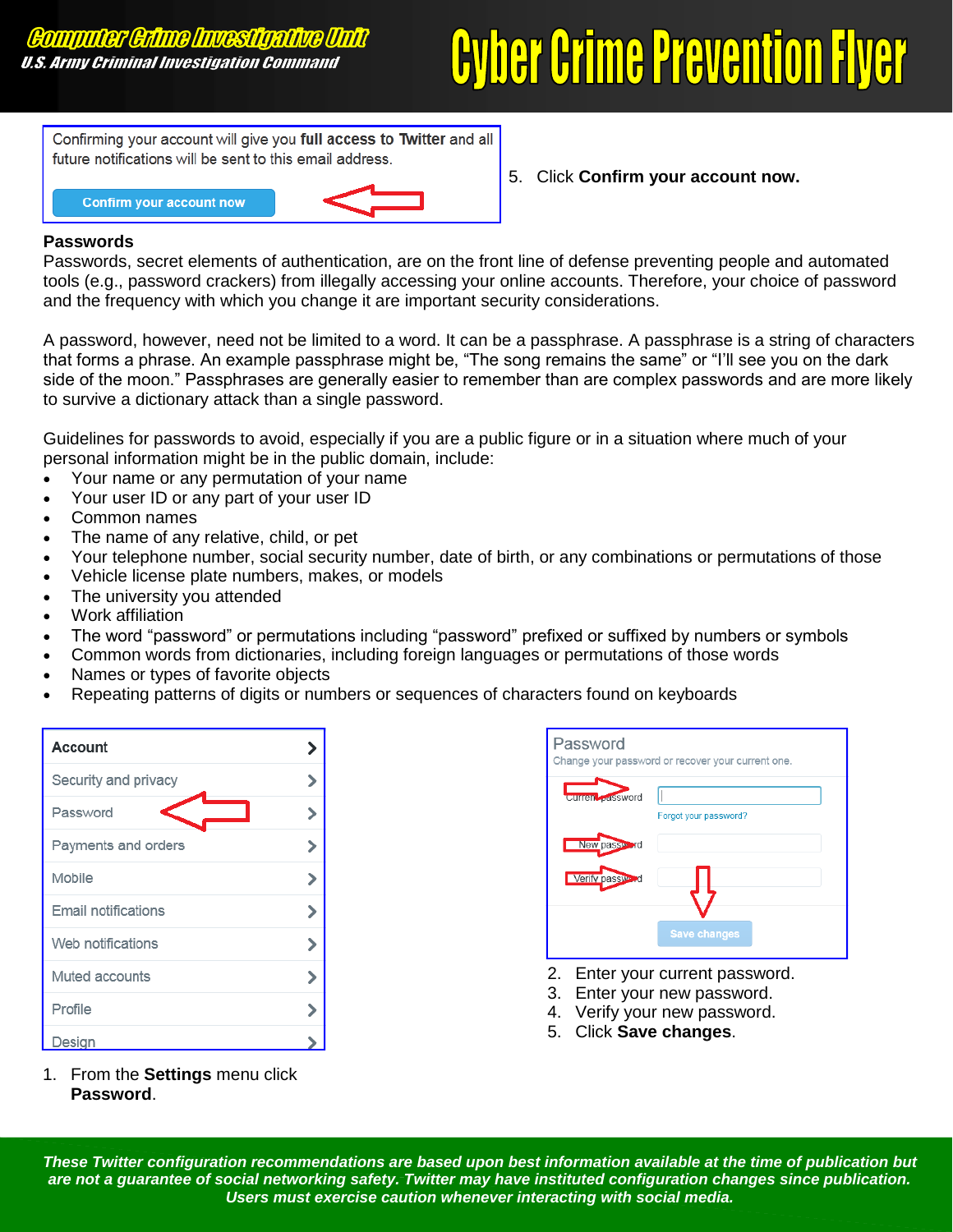Confirming your account will give you **full access to Twitter** and all future notifications will be sent to this email address.

Confirm your account now

5. Click **Confirm your account now.**

**Passwords**

Passwords, secret elements of authentication, are on the front line of defense preventing people and automated tools (e.g., password crackers) from illegally accessing your online accounts. Therefore, your choice of password and the frequency with which you change it are important security considerations.

A password, however, need not be limited to a word. It can be a passphrase. A passphrase is a string of characters that forms a phrase. An example passphrase might be, "The song remains the same" or "I'll see you on the dark side of the moon." Passphrases are generally easier to remember than are complex passwords and are more likely to survive a dictionary attack than a single password.

Guidelines for passwords to avoid, especially if you are a public figure or in a situation where much of your personal information might be in the public domain, include:

- Your name or any permutation of your name
- Your user ID or any part of your user ID
- Common names
- The name of any relative, child, or pet
- Your telephone number, social security number, date of birth, or any combinations or permutations of those
- Vehicle license plate numbers, makes, or models
- The university you attended
- Work affiliation
- The word "password" or permutations including "password" prefixed or suffixed by numbers or symbols
- Common words from dictionaries, including foreign languages or permutations of those words
- Names or types of favorite objects
- Repeating patterns of digits or numbers or sequences of characters found on keyboards

Account
Security and privacy
Password
Payments and orders
Mobile
Email notifications
Web notifications
Muted accounts
Profile
Design

1. From the **Settings** menu click **Password**.

Password
Change your password or recover your current one.

Current password
Forgot your password?
New password
Verify password
Save changes

2. Enter your current password.
3. Enter your new password.
4. Verify your new password.
5. Click **Save changes**.

*These Twitter configuration recommendations are based upon best information available at the time of publication but are not a guarantee of social networking safety. Twitter may have instituted configuration changes since publication. Users must exercise caution whenever interacting with social media.*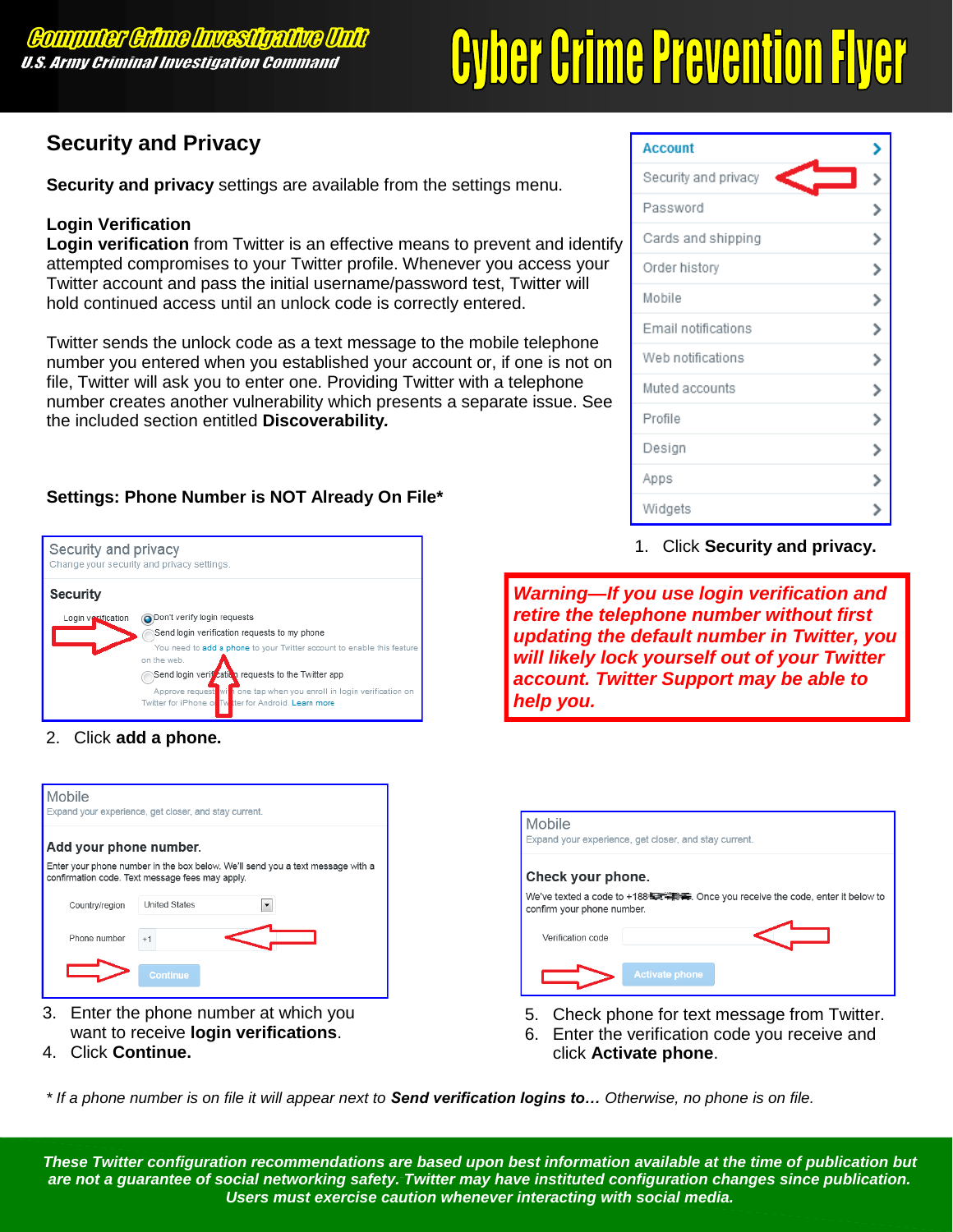**Computer Crime Investigative Unit**
**U.S. Army Criminal Investigation Command**

# Cyber Crime Prevention Flyer

## Security and Privacy

**Security and privacy** settings are available from the settings menu.

**Login Verification**
**Login verification** from Twitter is an effective means to prevent and identify attempted compromises to your Twitter profile. Whenever you access your Twitter account and pass the initial username/password test, Twitter will hold continued access until an unlock code is correctly entered.

Twitter sends the unlock code as a text message to the mobile telephone number you entered when you established your account or, if one is not on file, Twitter will ask you to enter one. Providing Twitter with a telephone number creates another vulnerability which presents a separate issue. See the included section entitled **Discoverability.**

Account
Security and privacy
Password
Cards and shipping
Order history
Mobile
Email notifications
Web notifications
Muted accounts
Profile
Design
Apps
Widgets

1. Click **Security and privacy.**

**Settings: Phone Number is NOT Already On File***

Security and privacy
Change your security and privacy settings.

Security
Login verification
- Don't verify login requests
- Send login verification requests to my phone
  You need to add a phone to your Twitter account to enable this feature on the web.
- Send login verification requests to the Twitter app
  Approve requests with one tap when you enroll in login verification on Twitter for iPhone or Twitter for Android. Learn more

2. Click **add a phone.**

***Warning—If you use login verification and retire the telephone number without first updating the default number in Twitter, you will likely lock yourself out of your Twitter account. Twitter Support may be able to help you.***

Mobile
Expand your experience, get closer, and stay current.

Add your phone number.
Enter your phone number in the box below. We'll send you a text message with a confirmation code. Text message fees may apply.

Country/region: United States
Phone number: +1
Continue

3. Enter the phone number at which you want to receive **login verifications**.
4. Click **Continue.**

Mobile
Expand your experience, get closer, and stay current.

Check your phone.
We've texted a code to +188████. Once you receive the code, enter it below to confirm your phone number.

Verification code
Activate phone

5. Check phone for text message from Twitter.
6. Enter the verification code you receive and click **Activate phone**.

*\* If a phone number is on file it will appear next to* ***Send verification logins to…*** *Otherwise, no phone is on file.*

***These Twitter configuration recommendations are based upon best information available at the time of publication but are not a guarantee of social networking safety. Twitter may have instituted configuration changes since publication. Users must exercise caution whenever interacting with social media.***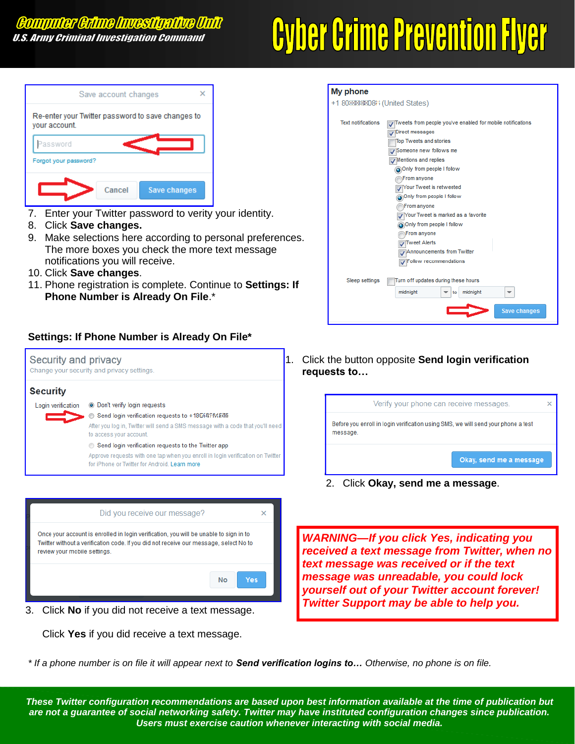**Computer Crime Investigative Unit**
**U.S. Army Criminal Investigation Command**

# Cyber Crime Prevention Flyer

7. Enter your Twitter password to verity your identity.
8. Click **Save changes.**
9. Make selections here according to personal preferences. The more boxes you check the more text message notifications you will receive.
10. Click **Save changes**.
11. Phone registration is complete. Continue to **Settings: If Phone Number is Already On File**.*

## Settings: If Phone Number is Already On File*

1. Click the button opposite **Send login verification requests to…**
2. Click **Okay, send me a message**.
3. Click **No** if you did not receive a text message.

   Click **Yes** if you did receive a text message.

***WARNING—If you click Yes, indicating you received a text message from Twitter, when no text message was received or if the text message was unreadable, you could lock yourself out of your Twitter account forever! Twitter Support may be able to help you.***

*\* If a phone number is on file it will appear next to **Send verification logins to…** Otherwise, no phone is on file.*

***These Twitter configuration recommendations are based upon best information available at the time of publication but are not a guarantee of social networking safety. Twitter may have instituted configuration changes since publication. Users must exercise caution whenever interacting with social media.***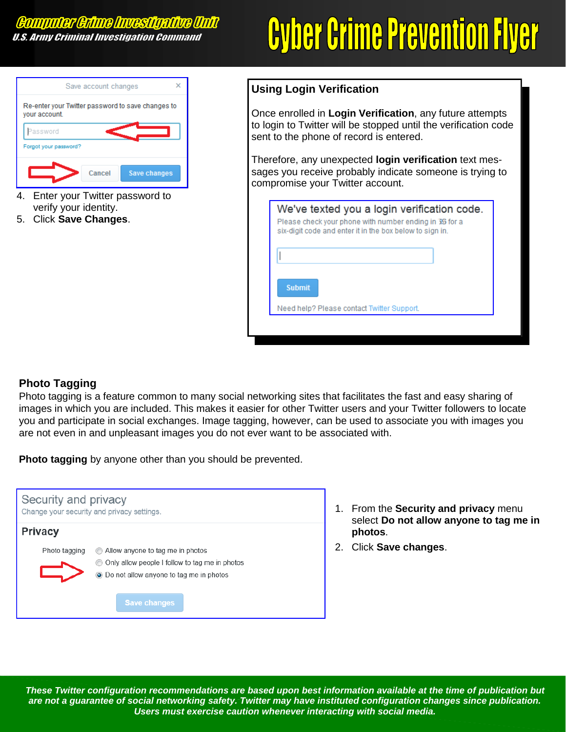**Computer Crime Investigative Unit**
**U.S. Army Criminal Investigation Command**

# Cyber Crime Prevention Flyer

4. Enter your Twitter password to verify your identity.
5. Click **Save Changes**.

## Using Login Verification

Once enrolled in **Login Verification**, any future attempts to login to Twitter will be stopped until the verification code sent to the phone of record is entered.

Therefore, any unexpected **login verification** text messages you receive probably indicate someone is trying to compromise your Twitter account.

## Photo Tagging

Photo tagging is a feature common to many social networking sites that facilitates the fast and easy sharing of images in which you are included. This makes it easier for other Twitter users and your Twitter followers to locate you and participate in social exchanges. Image tagging, however, can be used to associate you with images you are not even in and unpleasant images you do not ever want to be associated with.

**Photo tagging** by anyone other than you should be prevented.

1. From the **Security and privacy** menu select **Do not allow anyone to tag me in photos**.
2. Click **Save changes**.

*These Twitter configuration recommendations are based upon best information available at the time of publication but are not a guarantee of social networking safety. Twitter may have instituted configuration changes since publication. Users must exercise caution whenever interacting with social media.*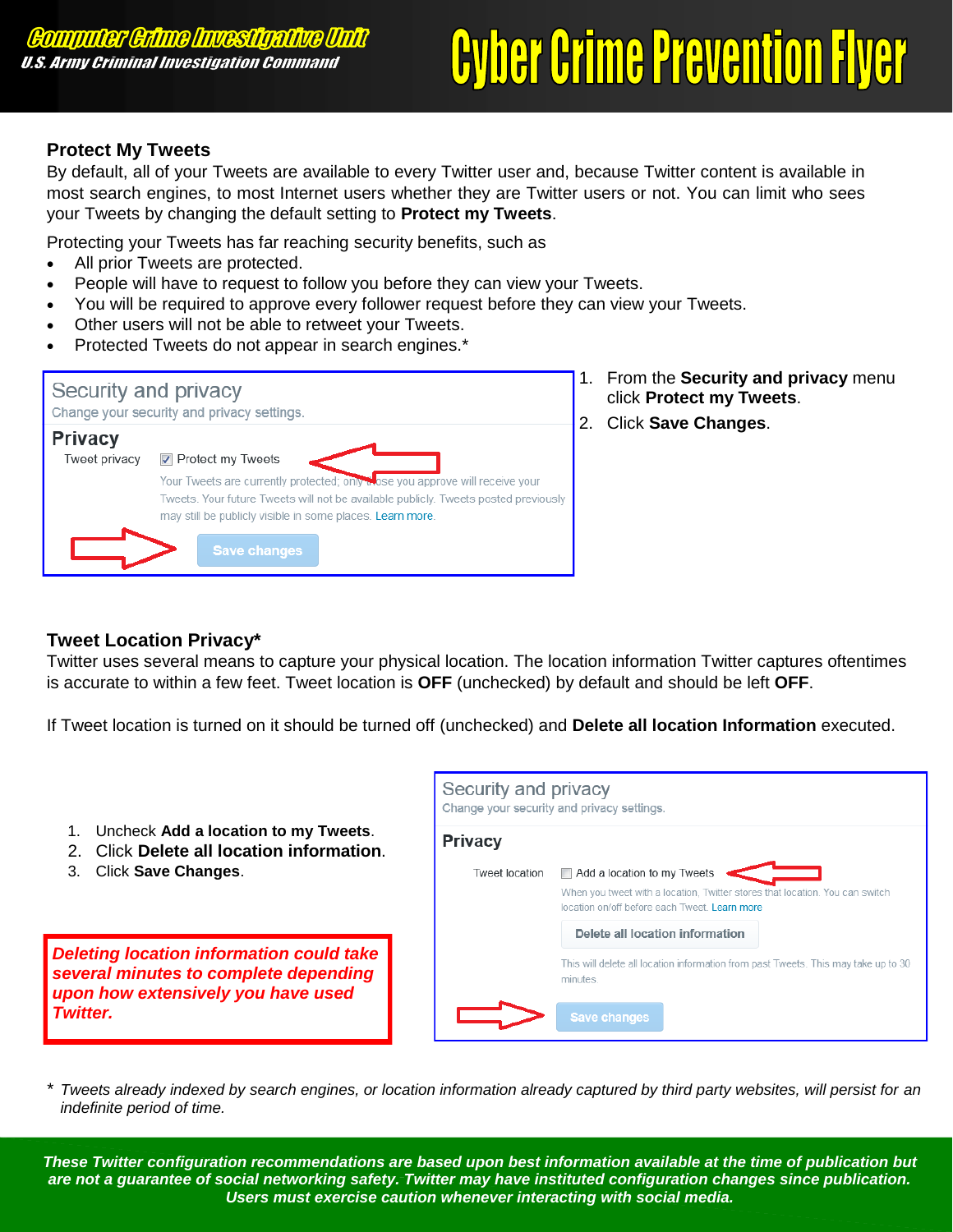## Protect My Tweets

By default, all of your Tweets are available to every Twitter user and, because Twitter content is available in most search engines, to most Internet users whether they are Twitter users or not. You can limit who sees your Tweets by changing the default setting to **Protect my Tweets**.

Protecting your Tweets has far reaching security benefits, such as

- All prior Tweets are protected.
- People will have to request to follow you before they can view your Tweets.
- You will be required to approve every follower request before they can view your Tweets.
- Other users will not be able to retweet your Tweets.
- Protected Tweets do not appear in search engines.*

Security and privacy
Change your security and privacy settings.

Privacy
Tweet privacy ☑ Protect my Tweets
Your Tweets are currently protected; only those you approve will receive your Tweets. Your future Tweets will not be available publicly. Tweets posted previously may still be publicly visible in some places. Learn more.

Save changes

1. From the **Security and privacy** menu click **Protect my Tweets**.
2. Click **Save Changes**.

## Tweet Location Privacy*

Twitter uses several means to capture your physical location. The location information Twitter captures oftentimes is accurate to within a few feet. Tweet location is **OFF** (unchecked) by default and should be left **OFF**.

If Tweet location is turned on it should be turned off (unchecked) and **Delete all location Information** executed.

1. Uncheck **Add a location to my Tweets**.
2. Click **Delete all location information**.
3. Click **Save Changes**.

***Deleting location information could take several minutes to complete depending upon how extensively you have used Twitter.***

Security and privacy
Change your security and privacy settings.

Privacy
Tweet location ☐ Add a location to my Tweets
When you tweet with a location, Twitter stores that location. You can switch location on/off before each Tweet. Learn more

Delete all location information
This will delete all location information from past Tweets. This may take up to 30 minutes.

Save changes

\* *Tweets already indexed by search engines, or location information already captured by third party websites, will persist for an indefinite period of time.*

***These Twitter configuration recommendations are based upon best information available at the time of publication but are not a guarantee of social networking safety. Twitter may have instituted configuration changes since publication. Users must exercise caution whenever interacting with social media.***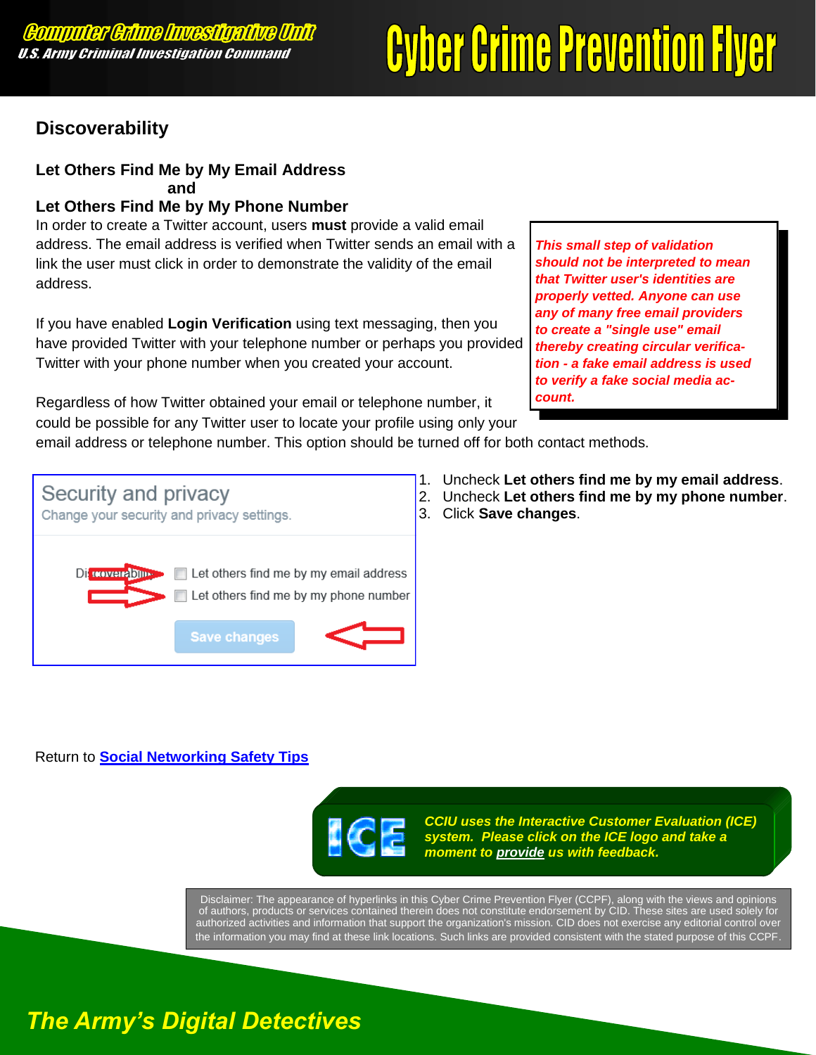## Discoverability

**Let Others Find Me by My Email Address**
**and**
**Let Others Find Me by My Phone Number**

In order to create a Twitter account, users **must** provide a valid email address. The email address is verified when Twitter sends an email with a link the user must click in order to demonstrate the validity of the email address.

***This small step of validation should not be interpreted to mean that Twitter user's identities are properly vetted. Anyone can use any of many free email providers to create a "single use" email thereby creating circular verification - a fake email address is used to verify a fake social media account.***

If you have enabled **Login Verification** using text messaging, then you have provided Twitter with your telephone number or perhaps you provided Twitter with your phone number when you created your account.

Regardless of how Twitter obtained your email or telephone number, it could be possible for any Twitter user to locate your profile using only your email address or telephone number. This option should be turned off for both contact methods.

Security and privacy
Change your security and privacy settings.
Discoverability
Let others find me by my email address
Let others find me by my phone number
Save changes

1. Uncheck **Let others find me by my email address**.
2. Uncheck **Let others find me by my phone number**.
3. Click **Save changes**.

Return to **Social Networking Safety Tips**

***CCIU uses the Interactive Customer Evaluation (ICE) system. Please click on the ICE logo and take a moment to provide us with feedback.***

Disclaimer: The appearance of hyperlinks in this Cyber Crime Prevention Flyer (CCPF), along with the views and opinions of authors, products or services contained therein does not constitute endorsement by CID. These sites are used solely for authorized activities and information that support the organization's mission. CID does not exercise any editorial control over the information you may find at these link locations. Such links are provided consistent with the stated purpose of this CCPF.